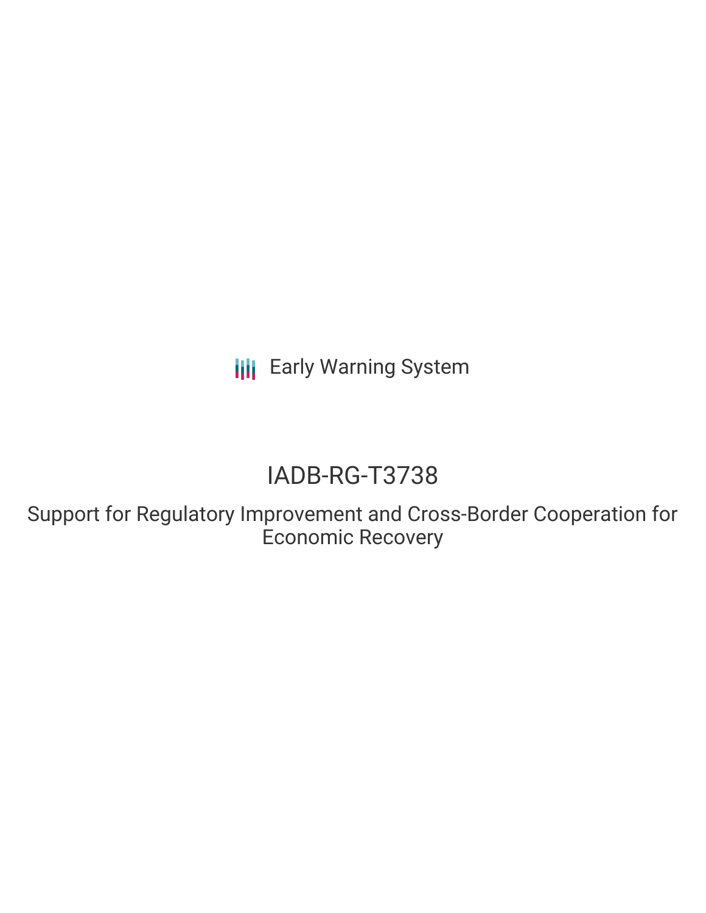Early Warning System

# IADB-RG-T3738

## Support for Regulatory Improvement and Cross-Border Cooperation for Economic Recovery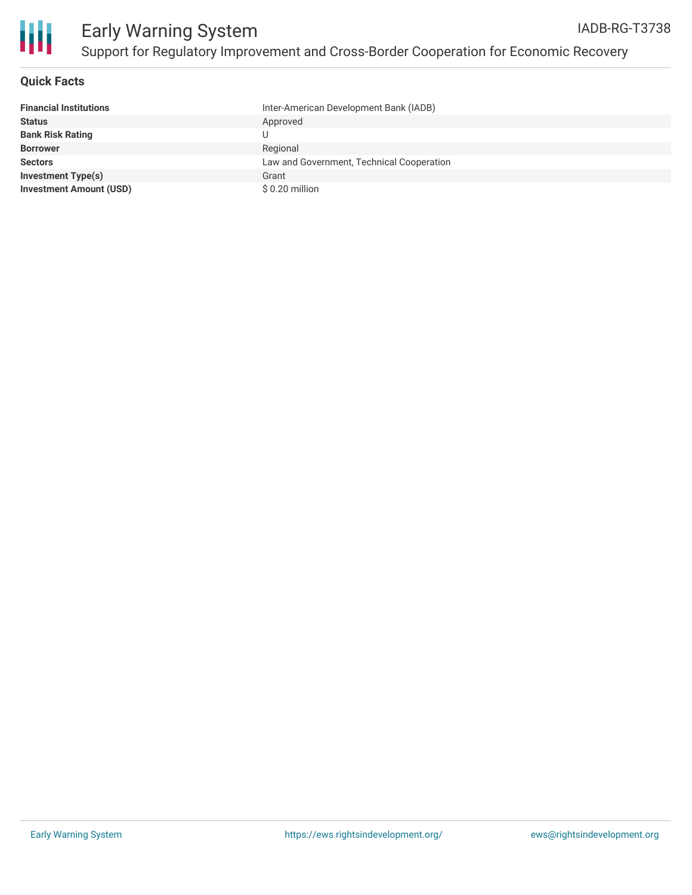# Early Warning System

## Support for Regulatory Improvement and Cross-Border Cooperation for Economic Recovery

IADB-RG-T3738

### Quick Facts

| | |
|---|---|
| **Financial Institutions** | Inter-American Development Bank (IADB) |
| **Status** | Approved |
| **Bank Risk Rating** | U |
| **Borrower** | Regional |
| **Sectors** | Law and Government, Technical Cooperation |
| **Investment Type(s)** | Grant |
| **Investment Amount (USD)** | $ 0.20 million |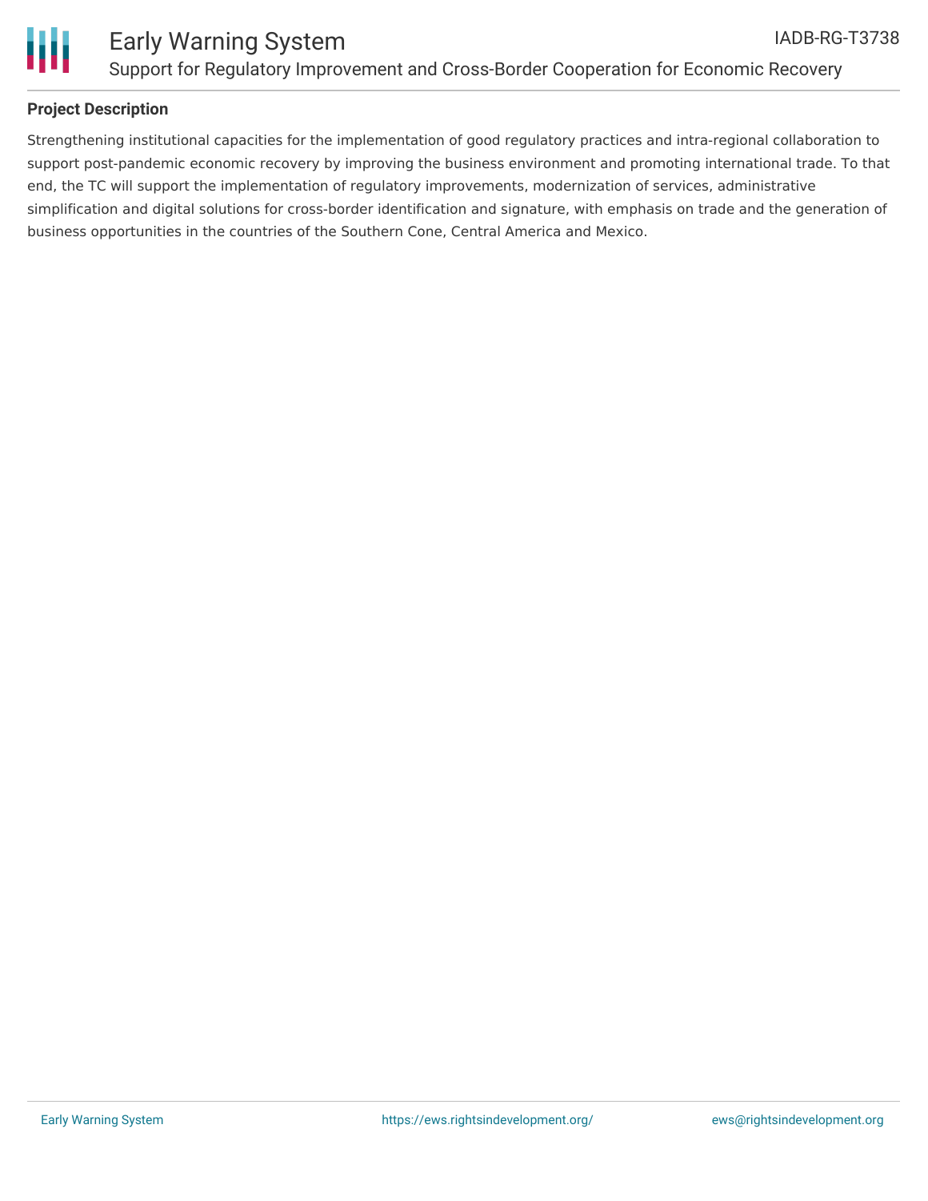## Project Description

Strengthening institutional capacities for the implementation of good regulatory practices and intra-regional collaboration to support post-pandemic economic recovery by improving the business environment and promoting international trade. To that end, the TC will support the implementation of regulatory improvements, modernization of services, administrative simplification and digital solutions for cross-border identification and signature, with emphasis on trade and the generation of business opportunities in the countries of the Southern Cone, Central America and Mexico.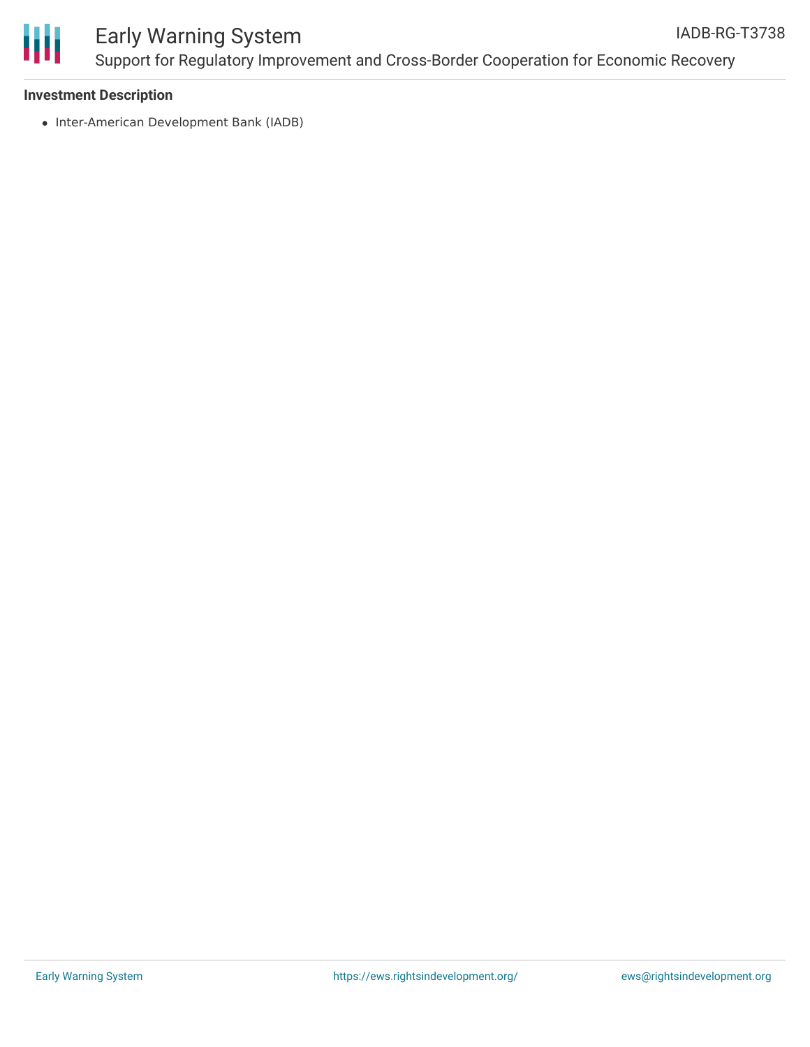**Investment Description**

- Inter-American Development Bank (IADB)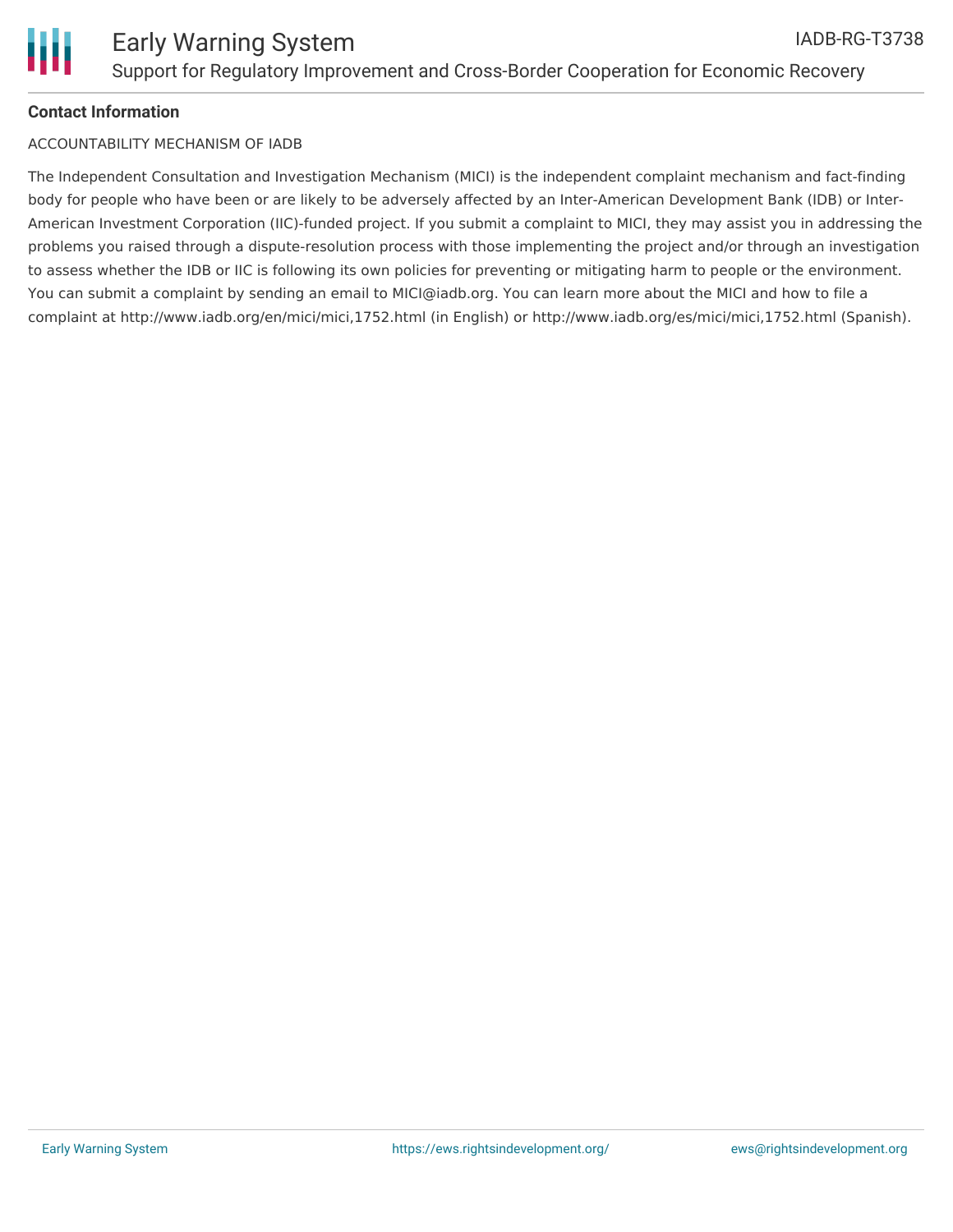**Contact Information**

ACCOUNTABILITY MECHANISM OF IADB

The Independent Consultation and Investigation Mechanism (MICI) is the independent complaint mechanism and fact-finding body for people who have been or are likely to be adversely affected by an Inter-American Development Bank (IDB) or Inter-American Investment Corporation (IIC)-funded project. If you submit a complaint to MICI, they may assist you in addressing the problems you raised through a dispute-resolution process with those implementing the project and/or through an investigation to assess whether the IDB or IIC is following its own policies for preventing or mitigating harm to people or the environment. You can submit a complaint by sending an email to MICI@iadb.org. You can learn more about the MICI and how to file a complaint at http://www.iadb.org/en/mici/mici,1752.html (in English) or http://www.iadb.org/es/mici/mici,1752.html (Spanish).